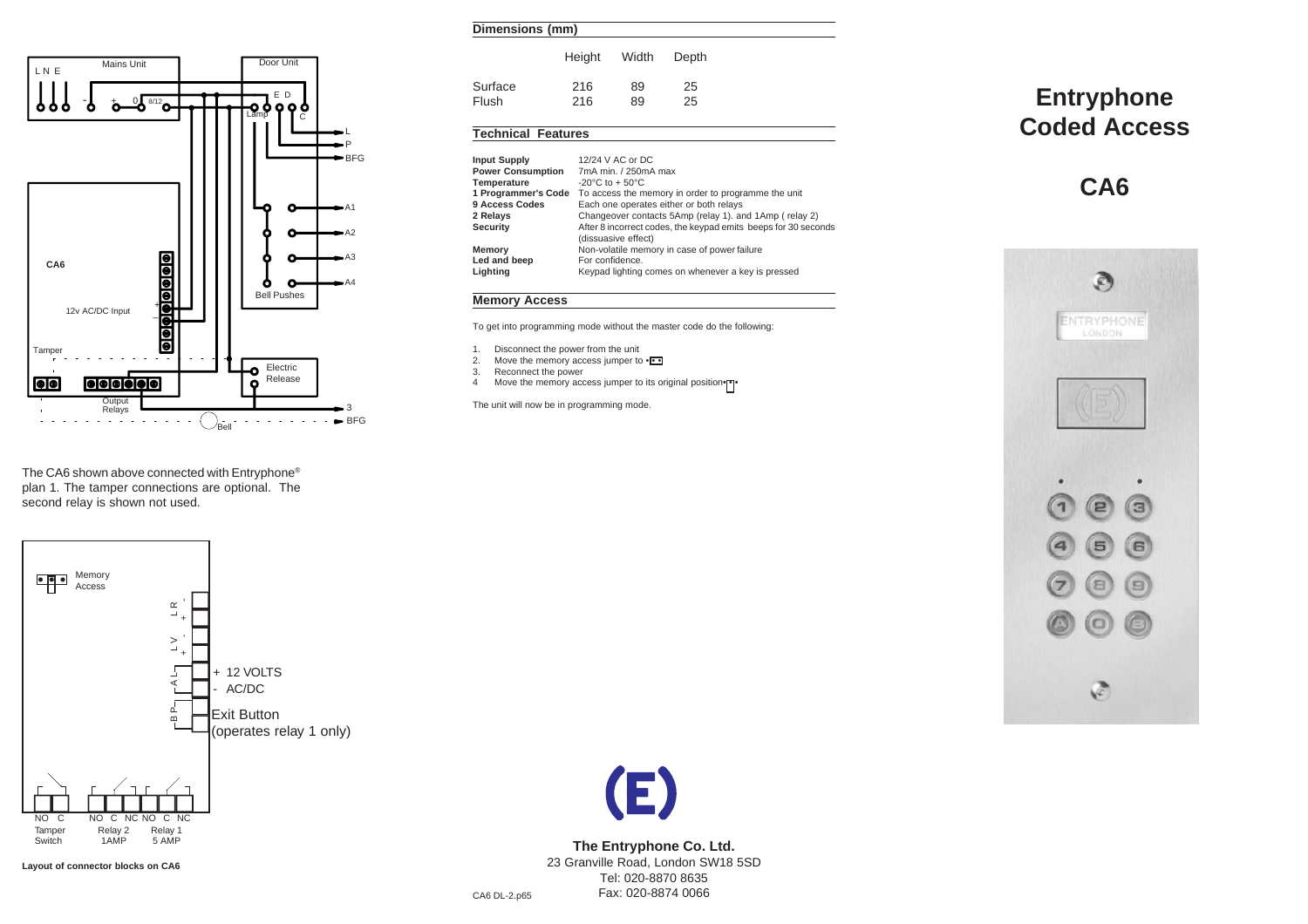# Entryphone Coded Access

## CA6

### Dimensions (mm)

| | Height | Width | Depth |
|---|---|---|---|
| Surface | 216 | 89 | 25 |
| Flush | 216 | 89 | 25 |

### Technical Features

| | |
|---|---|
| **Input Supply** | 12/24 V AC or DC |
| **Power Consumption** | 7mA min. / 250mA max |
| **Temperature** | -20°C to + 50°C |
| **1 Programmer's Code** | To access the memory in order to programme the unit |
| **9 Access Codes** | Each one operates either or both relays |
| **2 Relays** | Changeover contacts 5Amp (relay 1). and 1Amp ( relay 2) |
| **Security** | After 8 incorrect codes, the keypad emits beeps for 30 seconds (dissuasive effect) |
| **Memory** | Non-volatile memory in case of power failure |
| **Led and beep** | For confidence. |
| **Lighting** | Keypad lighting comes on whenever a key is pressed |

### Memory Access

To get into programming mode without the master code do the following:

1. Disconnect the power from the unit
2. Move the memory access jumper to
3. Reconnect the power
4. Move the memory access jumper to its original position

The unit will now be in programming mode.

The CA6 shown above connected with Entryphone® plan 1. The tamper connections are optional. The second relay is shown not used.

**Layout of connector blocks on CA6**

**The Entryphone Co. Ltd.**
23 Granville Road, London SW18 5SD
Tel: 020-8870 8635
Fax: 020-8874 0066

CA6 DL-2.p65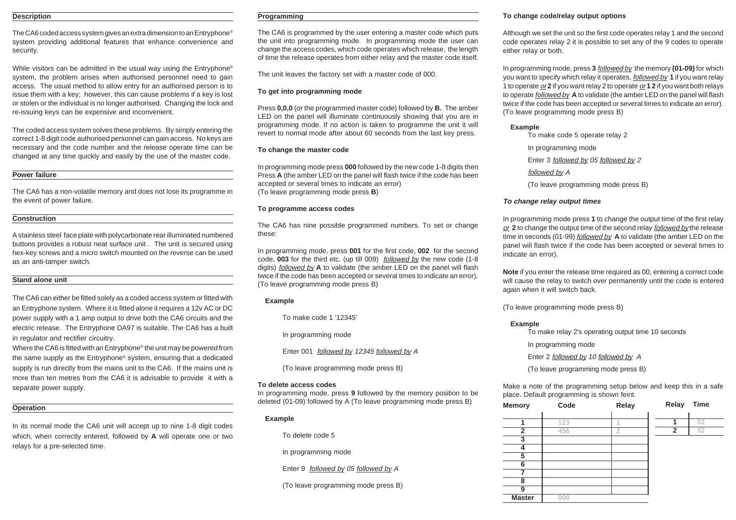## Description

The CA6 coded access system gives an extra dimension to an Entryphone® system providing additional features that enhance convenience and security.

While visitors can be admitted in the usual way using the Entryphone® system, the problem arises when authorised personnel need to gain access. The usual method to allow entry for an authorised person is to issue them with a key; however, this can cause problems if a key is lost or stolen or the individual is no longer authorised. Changing the lock and re-issuing keys can be expensive and inconvenient.

The coded access system solves these problems. By simply entering the correct 1-8 digit code authorised personnel can gain access. No keys are necessary and the code number and the release operate time can be changed at any time quickly and easily by the use of the master code.

## Power failure

The CA6 has a non-volatile memory and does not lose its programme in the event of power failure.

## Construction

A stainless steel face plate with polycarbonate rear illuminated numbered buttons provides a robust neat surface unit . The unit is secured using hex-key screws and a micro switch mounted on the reverse can be used as an anti-tamper switch.

## Stand alone unit

The CA6 can either be fitted solely as a coded access system or fitted with an Entryphone system. Where it is fitted alone it requires a 12v AC or DC power supply with a 1 amp output to drive both the CA6 circuits and the electric release. The Entryphone DA97 is suitable. The CA6 has a built in regulator and rectifier circuitry.

Where the CA6 is fitted with an Entryphone® the unit may be powered from the same supply as the Entryphone® system, ensuring that a dedicated supply is run directly from the mains unit to the CA6. If the mains unit is more than ten metres from the CA6 it is advisable to provide it with a separate power supply.

## Operation

In its normal mode the CA6 unit will accept up to nine 1-8 digit codes which, when correctly entered, followed by **A** will operate one or two relays for a pre-selected time.

## Programming

The CA6 is programmed by the user entering a master code which puts the unit into programming mode. In programming mode the user can change the access codes, which code operates which release, the length of time the release operates from either relay and the master code itself.

The unit leaves the factory set with a master code of 000.

### To get into programming mode

Press **0,0,0** (or the programmed master code) followed by **B.** The amber LED on the panel will illuminate continuously showing that you are in programming mode. If no action is taken to programme the unit it will revert to normal mode after about 60 seconds from the last key press.

### To change the master code

In programming mode press **000** followed by the new code 1-8 digits then Press **A** (the amber LED on the panel will flash twice if the code has been accepted or several times to indicate an error)
(To leave programming mode press **B**)

### To programme access codes

The CA6 has nine possible programmed numbers. To set or change these:

In programming mode, press **001** for the first code, **002** for the second code, **003** for the third etc. (up till 009) *followed by* the new code (1-8 digits) *followed by* **A** to validate (the amber LED on the panel will flash twice if the code has been accepted or several times to indicate an error). (To leave programming mode press B)

**Example**

To make code 1 '12345'

In programming mode

Enter 001 *followed by 12345 followed by A*

(To leave programming mode press B)

### To delete access codes

In programming mode, press **9** followed by the memory position to be deleted (01-09) followed by A (To leave programming mode press B)

**Example**

To delete code 5

In programming mode

Enter 9 *followed by 05 followed by A*

(To leave programming mode press B)

### To change code/relay output options

Although we set the unit so the first code operates relay 1 and the second code operates relay 2 it is possible to set any of the 9 codes to operate either relay or both.

In programming mode, press **3** *followed by* the memory **(01-09)** for which you want to specify which relay it operates, *followed by* **1** if you want relay 1 to operate *or* **2** if you want relay 2 to operate *or* **1 2** if you want both relays to operate *followed by* **A** to validate (the amber LED on the panel will flash twice if the code has been accepted or several times to indicate an error). (To leave programming mode press B)

**Example**

To make code 5 operate relay 2

In programming mode

Enter 3 *followed by 05 followed by 2*

*followed by A*

(To leave programming mode press B)

### *To change relay output times*

In programming mode press **1** to change the output time of the first relay *or* **2** to change the output time of the second relay *followed by* the release time in seconds (01-99) *followed by* **A** to validate (the amber LED on the panel will flash twice if the code has been accepted or several times to indicate an error).

**Note** if you enter the release time required as 00, entering a correct code will cause the relay to switch over permanently until the code is entered again when it will switch back.

(To leave programming mode press B)

**Example**

To make relay 2's operating output time 10 seconds

In programming mode

Enter 2 *followed by 10 followed by A*

(To leave programming mode press B)

Make a note of the programming setup below and keep this in a safe place. Default programming is shown feint.

| Memory | Code | Relay |
|---|---|---|
| 1 | 123 | 1 |
| 2 | 456 | 2 |
| 3 | | |
| 4 | | |
| 5 | | |
| 6 | | |
| 7 | | |
| 8 | | |
| 9 | | |
| Master | 000 | |

| Relay | Time |
|---|---|
| 1 | 02 |
| 2 | 02 |